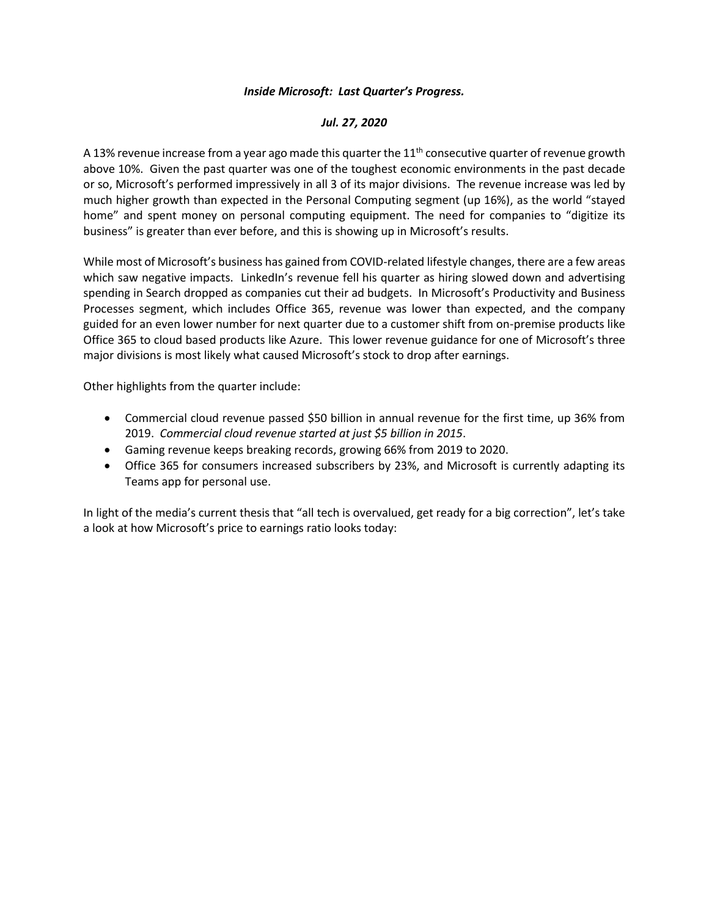***Inside Microsoft: Last Quarter's Progress.***

***Jul. 27, 2020***

A 13% revenue increase from a year ago made this quarter the 11th consecutive quarter of revenue growth above 10%. Given the past quarter was one of the toughest economic environments in the past decade or so, Microsoft's performed impressively in all 3 of its major divisions. The revenue increase was led by much higher growth than expected in the Personal Computing segment (up 16%), as the world "stayed home" and spent money on personal computing equipment. The need for companies to "digitize its business" is greater than ever before, and this is showing up in Microsoft's results.

While most of Microsoft's business has gained from COVID-related lifestyle changes, there are a few areas which saw negative impacts. LinkedIn's revenue fell his quarter as hiring slowed down and advertising spending in Search dropped as companies cut their ad budgets. In Microsoft's Productivity and Business Processes segment, which includes Office 365, revenue was lower than expected, and the company guided for an even lower number for next quarter due to a customer shift from on-premise products like Office 365 to cloud based products like Azure. This lower revenue guidance for one of Microsoft's three major divisions is most likely what caused Microsoft's stock to drop after earnings.

Other highlights from the quarter include:

- Commercial cloud revenue passed $50 billion in annual revenue for the first time, up 36% from 2019. *Commercial cloud revenue started at just $5 billion in 2015*.
- Gaming revenue keeps breaking records, growing 66% from 2019 to 2020.
- Office 365 for consumers increased subscribers by 23%, and Microsoft is currently adapting its Teams app for personal use.

In light of the media's current thesis that "all tech is overvalued, get ready for a big correction", let's take a look at how Microsoft's price to earnings ratio looks today: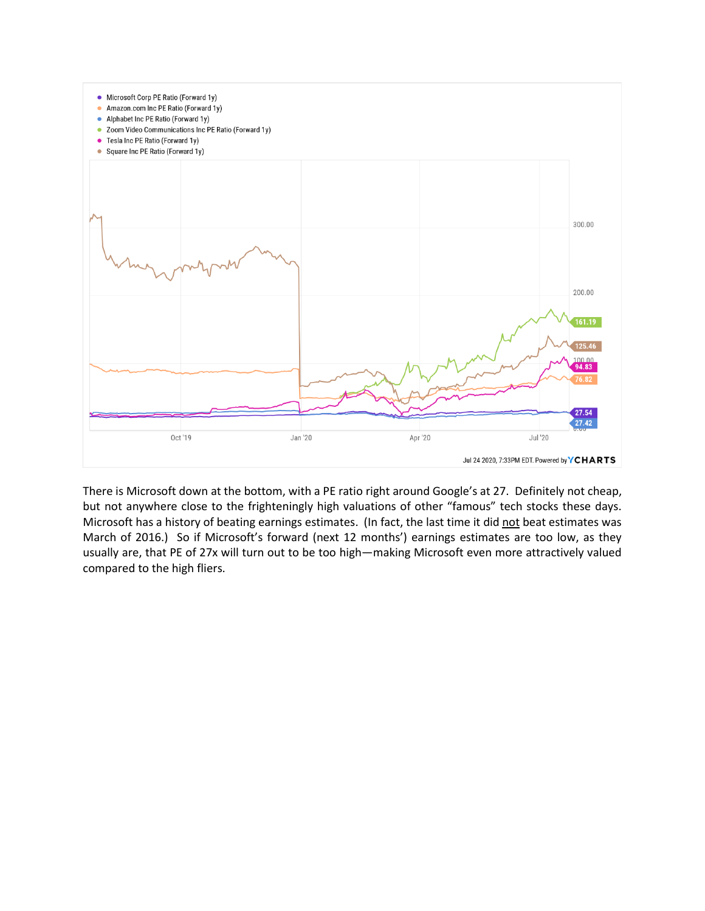Microsoft Corp PE Ratio (Forward 1y)
Amazon.com Inc PE Ratio (Forward 1y)
Alphabet Inc PE Ratio (Forward 1y)
Zoom Video Communications Inc PE Ratio (Forward 1y)
Tesla Inc PE Ratio (Forward 1y)
Square Inc PE Ratio (Forward 1y)

300.00
200.00
161.19
125.46
100.00
94.83
76.82
27.54
27.42
0.00

Oct '19
Jan '20
Apr '20
Jul '20

Jul 24 2020, 7:33PM EDT. Powered by YCHARTS

There is Microsoft down at the bottom, with a PE ratio right around Google's at 27. Definitely not cheap, but not anywhere close to the frighteningly high valuations of other "famous" tech stocks these days. Microsoft has a history of beating earnings estimates. (In fact, the last time it did not beat estimates was March of 2016.) So if Microsoft's forward (next 12 months') earnings estimates are too low, as they usually are, that PE of 27x will turn out to be too high—making Microsoft even more attractively valued compared to the high fliers.